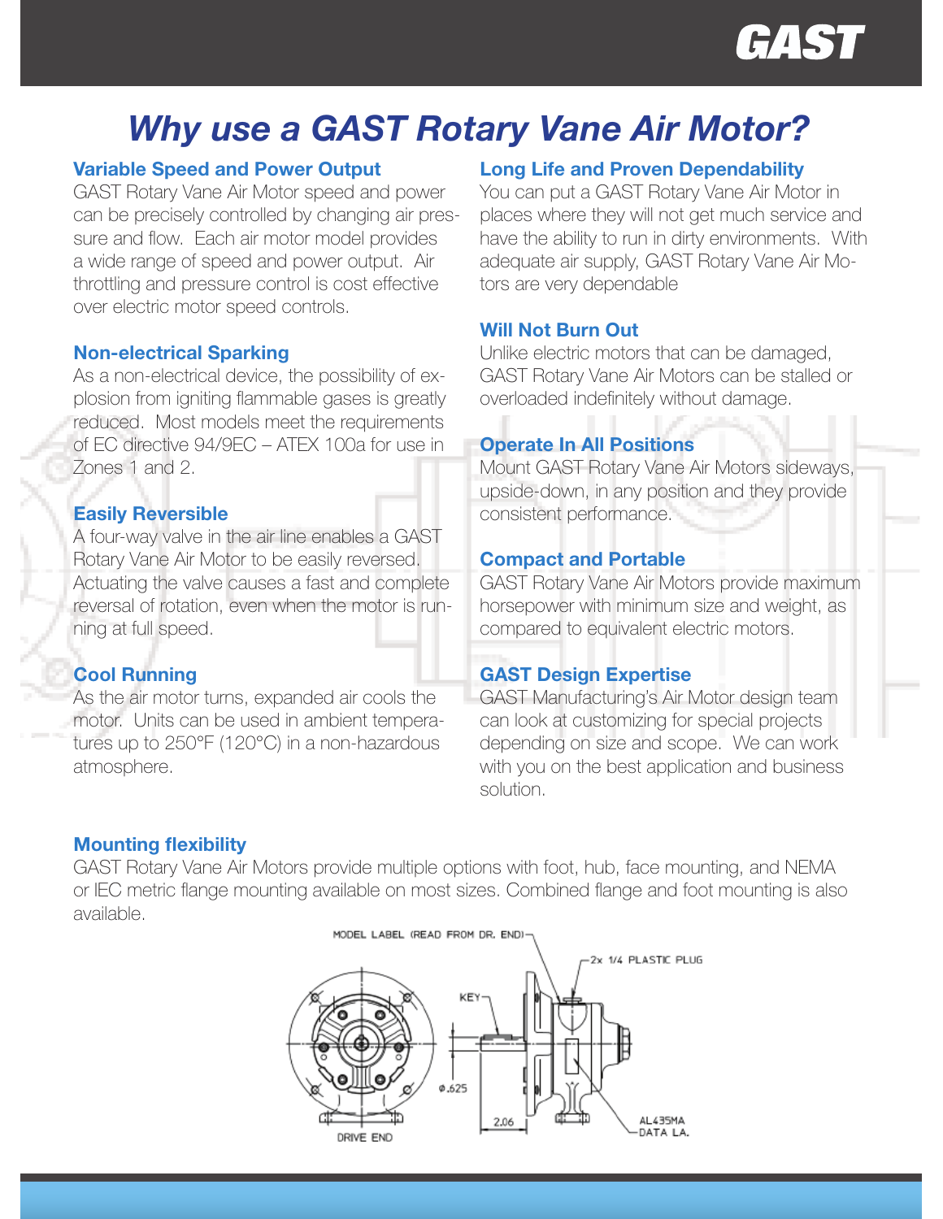# Why use a GAST Rotary Vane Air Motor?

### Variable Speed and Power Output

GAST Rotary Vane Air Motor speed and power can be precisely controlled by changing air pressure and flow. Each air motor model provides a wide range of speed and power output. Air throttling and pressure control is cost effective over electric motor speed controls.

### Non-electrical Sparking

As a non-electrical device, the possibility of explosion from igniting flammable gases is greatly reduced. Most models meet the requirements of EC directive 94/9EC – ATEX 100a for use in Zones 1 and 2.

### Easily Reversible

A four-way valve in the air line enables a GAST Rotary Vane Air Motor to be easily reversed. Actuating the valve causes a fast and complete reversal of rotation, even when the motor is running at full speed.

### Cool Running

As the air motor turns, expanded air cools the motor. Units can be used in ambient temperatures up to 250°F (120°C) in a non-hazardous atmosphere.

### Long Life and Proven Dependability

You can put a GAST Rotary Vane Air Motor in places where they will not get much service and have the ability to run in dirty environments. With adequate air supply, GAST Rotary Vane Air Motors are very dependable

### Will Not Burn Out

Unlike electric motors that can be damaged, GAST Rotary Vane Air Motors can be stalled or overloaded indefinitely without damage.

### Operate In All Positions

Mount GAST Rotary Vane Air Motors sideways, upside-down, in any position and they provide consistent performance.

### Compact and Portable

GAST Rotary Vane Air Motors provide maximum horsepower with minimum size and weight, as compared to equivalent electric motors.

### GAST Design Expertise

GAST Manufacturing's Air Motor design team can look at customizing for special projects depending on size and scope. We can work with you on the best application and business solution.

### Mounting flexibility

GAST Rotary Vane Air Motors provide multiple options with foot, hub, face mounting, and NEMA or IEC metric flange mounting available on most sizes. Combined flange and foot mounting is also available.

MODEL LABEL (READ FROM DR. END)

2x 1/4 PLASTIC PLUG

KEY

ø.625

2.06

AL435MA DATA LA.

DRIVE END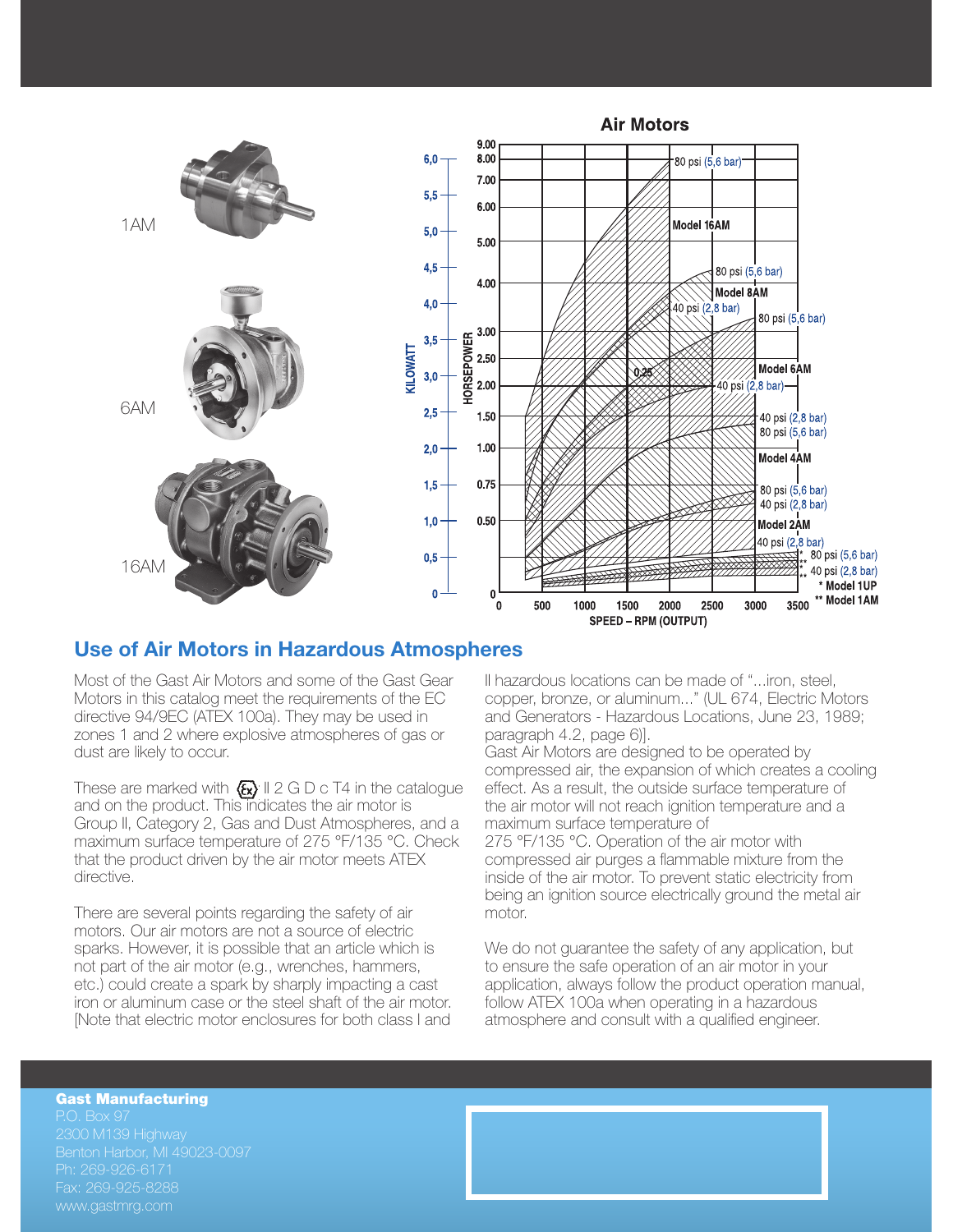1AM

6AM

16AM

**Air Motors**

KILOWATT
6,0
5,5
5,0
4,5
4,0
3,5
3,0
2,5
2,0
1,5
1,0
0,5
0

HORSEPOWER
9.00
8.00
7.00
6.00
5.00
4.00
3.00
2.50
2.00
1.50
1.00
0.75
0.50
0

SPEED – RPM (OUTPUT)
0 500 1000 1500 2000 2500 3000 3500

80 psi (5,6 bar)
Model 16AM
80 psi (5,6 bar)
Model 8AM
40 psi (2,8 bar)
80 psi (5,6 bar)
0.25
Model 6AM
40 psi (2,8 bar)
40 psi (2,8 bar)
80 psi (5,6 bar)
Model 4AM
80 psi (5,6 bar)
40 psi (2,8 bar)
Model 2AM
40 psi (2,8 bar)
80 psi (5,6 bar)
40 psi (2,8 bar)
\* Model 1UP
\*\* Model 1AM

## Use of Air Motors in Hazardous Atmospheres

Most of the Gast Air Motors and some of the Gast Gear Motors in this catalog meet the requirements of the EC directive 94/9EC (ATEX 100a). They may be used in zones 1 and 2 where explosive atmospheres of gas or dust are likely to occur.

These are marked with ⟨Ex⟩ II 2 G D c T4 in the catalogue and on the product. This indicates the air motor is Group II, Category 2, Gas and Dust Atmospheres, and a maximum surface temperature of 275 °F/135 °C. Check that the product driven by the air motor meets ATEX directive.

There are several points regarding the safety of air motors. Our air motors are not a source of electric sparks. However, it is possible that an article which is not part of the air motor (e.g., wrenches, hammers, etc.) could create a spark by sharply impacting a cast iron or aluminum case or the steel shaft of the air motor. [Note that electric motor enclosures for both class I and II hazardous locations can be made of "...iron, steel, copper, bronze, or aluminum..." (UL 674, Electric Motors and Generators - Hazardous Locations, June 23, 1989; paragraph 4.2, page 6)].

Gast Air Motors are designed to be operated by compressed air, the expansion of which creates a cooling effect. As a result, the outside surface temperature of the air motor will not reach ignition temperature and a maximum surface temperature of 275 °F/135 °C. Operation of the air motor with compressed air purges a flammable mixture from the inside of the air motor. To prevent static electricity from being an ignition source electrically ground the metal air motor.

We do not guarantee the safety of any application, but to ensure the safe operation of an air motor in your application, always follow the product operation manual, follow ATEX 100a when operating in a hazardous atmosphere and consult with a qualified engineer.

**Gast Manufacturing**
P.O. Box 97
2300 M139 Highway
Benton Harbor, MI 49023-0097
Ph: 269-926-6171
Fax: 269-925-8288
www.gastmrg.com